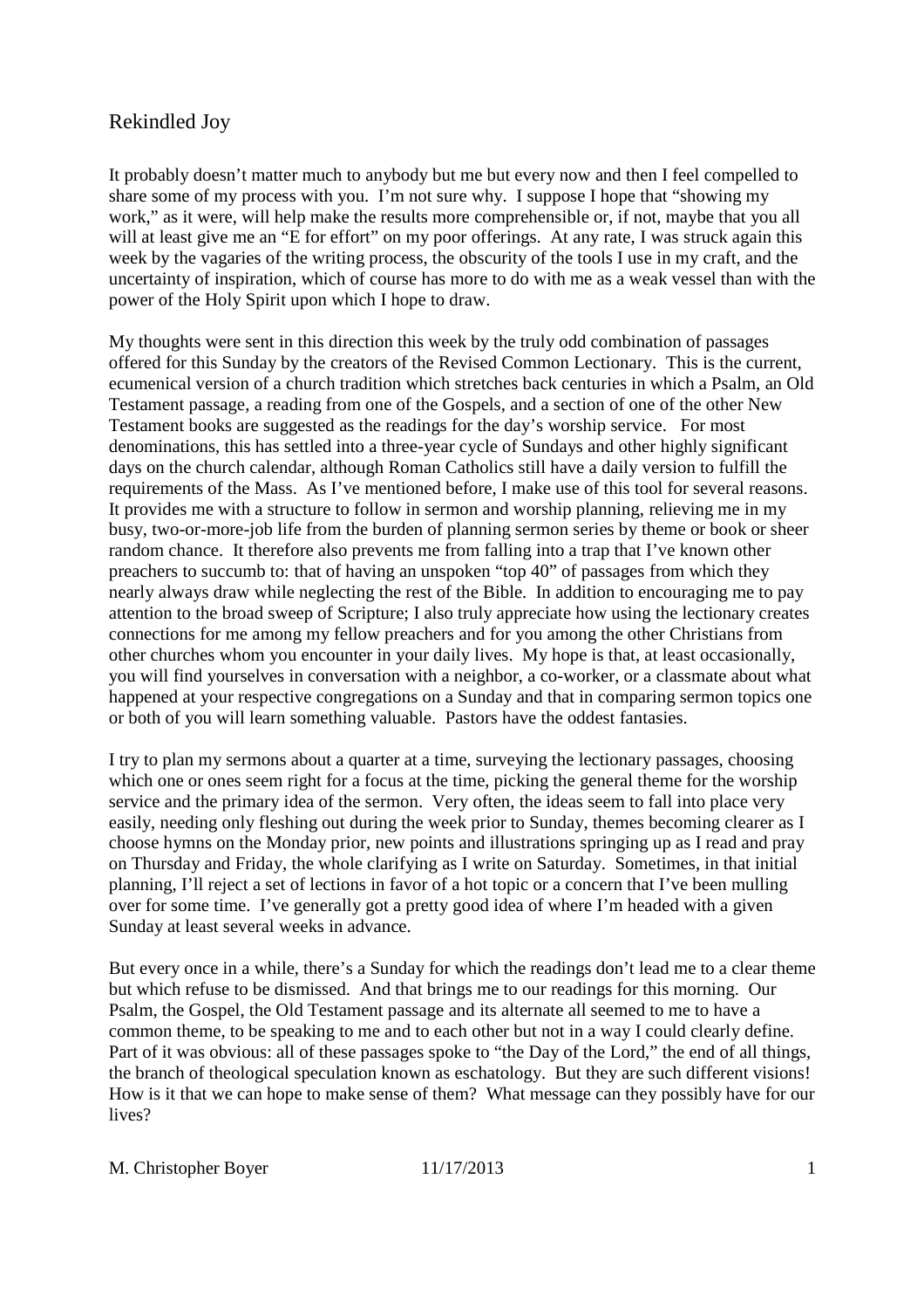# Rekindled Joy

It probably doesn't matter much to anybody but me but every now and then I feel compelled to share some of my process with you. I'm not sure why. I suppose I hope that "showing my work," as it were, will help make the results more comprehensible or, if not, maybe that you all will at least give me an "E for effort" on my poor offerings. At any rate, I was struck again this week by the vagaries of the writing process, the obscurity of the tools I use in my craft, and the uncertainty of inspiration, which of course has more to do with me as a weak vessel than with the power of the Holy Spirit upon which I hope to draw.

My thoughts were sent in this direction this week by the truly odd combination of passages offered for this Sunday by the creators of the Revised Common Lectionary. This is the current, ecumenical version of a church tradition which stretches back centuries in which a Psalm, an Old Testament passage, a reading from one of the Gospels, and a section of one of the other New Testament books are suggested as the readings for the day's worship service. For most denominations, this has settled into a three-year cycle of Sundays and other highly significant days on the church calendar, although Roman Catholics still have a daily version to fulfill the requirements of the Mass. As I've mentioned before, I make use of this tool for several reasons. It provides me with a structure to follow in sermon and worship planning, relieving me in my busy, two-or-more-job life from the burden of planning sermon series by theme or book or sheer random chance. It therefore also prevents me from falling into a trap that I've known other preachers to succumb to: that of having an unspoken "top 40" of passages from which they nearly always draw while neglecting the rest of the Bible. In addition to encouraging me to pay attention to the broad sweep of Scripture; I also truly appreciate how using the lectionary creates connections for me among my fellow preachers and for you among the other Christians from other churches whom you encounter in your daily lives. My hope is that, at least occasionally, you will find yourselves in conversation with a neighbor, a co-worker, or a classmate about what happened at your respective congregations on a Sunday and that in comparing sermon topics one or both of you will learn something valuable. Pastors have the oddest fantasies.

I try to plan my sermons about a quarter at a time, surveying the lectionary passages, choosing which one or ones seem right for a focus at the time, picking the general theme for the worship service and the primary idea of the sermon. Very often, the ideas seem to fall into place very easily, needing only fleshing out during the week prior to Sunday, themes becoming clearer as I choose hymns on the Monday prior, new points and illustrations springing up as I read and pray on Thursday and Friday, the whole clarifying as I write on Saturday. Sometimes, in that initial planning, I'll reject a set of lections in favor of a hot topic or a concern that I've been mulling over for some time. I've generally got a pretty good idea of where I'm headed with a given Sunday at least several weeks in advance.

But every once in a while, there's a Sunday for which the readings don't lead me to a clear theme but which refuse to be dismissed. And that brings me to our readings for this morning. Our Psalm, the Gospel, the Old Testament passage and its alternate all seemed to me to have a common theme, to be speaking to me and to each other but not in a way I could clearly define. Part of it was obvious: all of these passages spoke to "the Day of the Lord," the end of all things, the branch of theological speculation known as eschatology. But they are such different visions! How is it that we can hope to make sense of them? What message can they possibly have for our lives?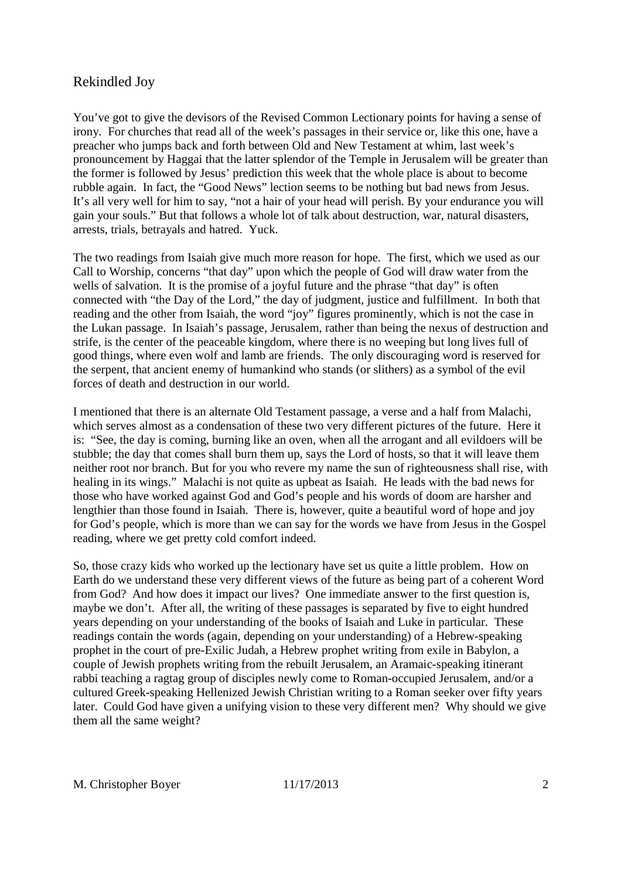## Rekindled Joy

You've got to give the devisors of the Revised Common Lectionary points for having a sense of irony. For churches that read all of the week's passages in their service or, like this one, have a preacher who jumps back and forth between Old and New Testament at whim, last week's pronouncement by Haggai that the latter splendor of the Temple in Jerusalem will be greater than the former is followed by Jesus' prediction this week that the whole place is about to become rubble again. In fact, the "Good News" lection seems to be nothing but bad news from Jesus. It's all very well for him to say, "not a hair of your head will perish. By your endurance you will gain your souls." But that follows a whole lot of talk about destruction, war, natural disasters, arrests, trials, betrayals and hatred. Yuck.

The two readings from Isaiah give much more reason for hope. The first, which we used as our Call to Worship, concerns "that day" upon which the people of God will draw water from the wells of salvation. It is the promise of a joyful future and the phrase "that day" is often connected with "the Day of the Lord," the day of judgment, justice and fulfillment. In both that reading and the other from Isaiah, the word "joy" figures prominently, which is not the case in the Lukan passage. In Isaiah's passage, Jerusalem, rather than being the nexus of destruction and strife, is the center of the peaceable kingdom, where there is no weeping but long lives full of good things, where even wolf and lamb are friends. The only discouraging word is reserved for the serpent, that ancient enemy of humankind who stands (or slithers) as a symbol of the evil forces of death and destruction in our world.

I mentioned that there is an alternate Old Testament passage, a verse and a half from Malachi, which serves almost as a condensation of these two very different pictures of the future. Here it is: "See, the day is coming, burning like an oven, when all the arrogant and all evildoers will be stubble; the day that comes shall burn them up, says the Lord of hosts, so that it will leave them neither root nor branch. But for you who revere my name the sun of righteousness shall rise, with healing in its wings." Malachi is not quite as upbeat as Isaiah. He leads with the bad news for those who have worked against God and God's people and his words of doom are harsher and lengthier than those found in Isaiah. There is, however, quite a beautiful word of hope and joy for God's people, which is more than we can say for the words we have from Jesus in the Gospel reading, where we get pretty cold comfort indeed.

So, those crazy kids who worked up the lectionary have set us quite a little problem. How on Earth do we understand these very different views of the future as being part of a coherent Word from God? And how does it impact our lives? One immediate answer to the first question is, maybe we don't. After all, the writing of these passages is separated by five to eight hundred years depending on your understanding of the books of Isaiah and Luke in particular. These readings contain the words (again, depending on your understanding) of a Hebrew-speaking prophet in the court of pre-Exilic Judah, a Hebrew prophet writing from exile in Babylon, a couple of Jewish prophets writing from the rebuilt Jerusalem, an Aramaic-speaking itinerant rabbi teaching a ragtag group of disciples newly come to Roman-occupied Jerusalem, and/or a cultured Greek-speaking Hellenized Jewish Christian writing to a Roman seeker over fifty years later. Could God have given a unifying vision to these very different men? Why should we give them all the same weight?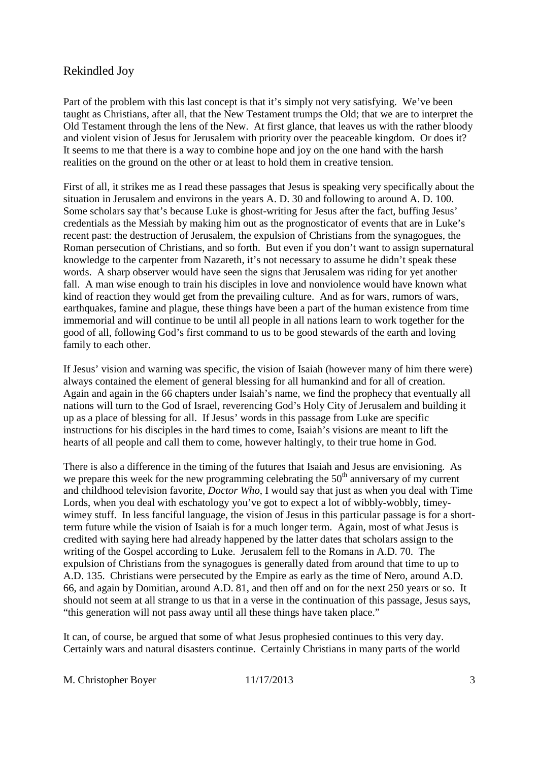## Rekindled Joy

Part of the problem with this last concept is that it's simply not very satisfying. We've been taught as Christians, after all, that the New Testament trumps the Old; that we are to interpret the Old Testament through the lens of the New. At first glance, that leaves us with the rather bloody and violent vision of Jesus for Jerusalem with priority over the peaceable kingdom. Or does it? It seems to me that there is a way to combine hope and joy on the one hand with the harsh realities on the ground on the other or at least to hold them in creative tension.

First of all, it strikes me as I read these passages that Jesus is speaking very specifically about the situation in Jerusalem and environs in the years A. D. 30 and following to around A. D. 100. Some scholars say that's because Luke is ghost-writing for Jesus after the fact, buffing Jesus' credentials as the Messiah by making him out as the prognosticator of events that are in Luke's recent past: the destruction of Jerusalem, the expulsion of Christians from the synagogues, the Roman persecution of Christians, and so forth. But even if you don't want to assign supernatural knowledge to the carpenter from Nazareth, it's not necessary to assume he didn't speak these words. A sharp observer would have seen the signs that Jerusalem was riding for yet another fall. A man wise enough to train his disciples in love and nonviolence would have known what kind of reaction they would get from the prevailing culture. And as for wars, rumors of wars, earthquakes, famine and plague, these things have been a part of the human existence from time immemorial and will continue to be until all people in all nations learn to work together for the good of all, following God's first command to us to be good stewards of the earth and loving family to each other.

If Jesus' vision and warning was specific, the vision of Isaiah (however many of him there were) always contained the element of general blessing for all humankind and for all of creation. Again and again in the 66 chapters under Isaiah's name, we find the prophecy that eventually all nations will turn to the God of Israel, reverencing God's Holy City of Jerusalem and building it up as a place of blessing for all. If Jesus' words in this passage from Luke are specific instructions for his disciples in the hard times to come, Isaiah's visions are meant to lift the hearts of all people and call them to come, however haltingly, to their true home in God.

There is also a difference in the timing of the futures that Isaiah and Jesus are envisioning. As we prepare this week for the new programming celebrating the 50th anniversary of my current and childhood television favorite, *Doctor Who*, I would say that just as when you deal with Time Lords, when you deal with eschatology you've got to expect a lot of wibbly-wobbly, timey-wimey stuff. In less fanciful language, the vision of Jesus in this particular passage is for a short-term future while the vision of Isaiah is for a much longer term. Again, most of what Jesus is credited with saying here had already happened by the latter dates that scholars assign to the writing of the Gospel according to Luke. Jerusalem fell to the Romans in A.D. 70. The expulsion of Christians from the synagogues is generally dated from around that time to up to A.D. 135. Christians were persecuted by the Empire as early as the time of Nero, around A.D. 66, and again by Domitian, around A.D. 81, and then off and on for the next 250 years or so. It should not seem at all strange to us that in a verse in the continuation of this passage, Jesus says, "this generation will not pass away until all these things have taken place."

It can, of course, be argued that some of what Jesus prophesied continues to this very day. Certainly wars and natural disasters continue. Certainly Christians in many parts of the world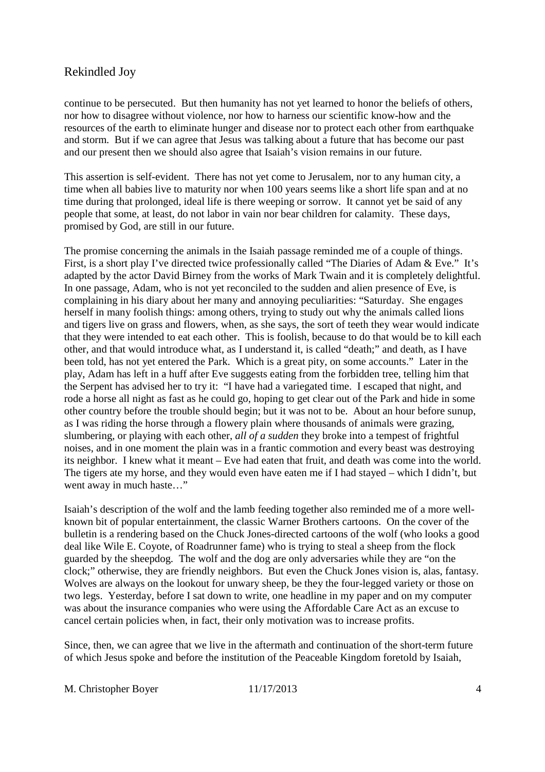continue to be persecuted. But then humanity has not yet learned to honor the beliefs of others, nor how to disagree without violence, nor how to harness our scientific know-how and the resources of the earth to eliminate hunger and disease nor to protect each other from earthquake and storm. But if we can agree that Jesus was talking about a future that has become our past and our present then we should also agree that Isaiah's vision remains in our future.

This assertion is self-evident. There has not yet come to Jerusalem, nor to any human city, a time when all babies live to maturity nor when 100 years seems like a short life span and at no time during that prolonged, ideal life is there weeping or sorrow. It cannot yet be said of any people that some, at least, do not labor in vain nor bear children for calamity. These days, promised by God, are still in our future.

The promise concerning the animals in the Isaiah passage reminded me of a couple of things. First, is a short play I've directed twice professionally called "The Diaries of Adam & Eve." It's adapted by the actor David Birney from the works of Mark Twain and it is completely delightful. In one passage, Adam, who is not yet reconciled to the sudden and alien presence of Eve, is complaining in his diary about her many and annoying peculiarities: "Saturday. She engages herself in many foolish things: among others, trying to study out why the animals called lions and tigers live on grass and flowers, when, as she says, the sort of teeth they wear would indicate that they were intended to eat each other. This is foolish, because to do that would be to kill each other, and that would introduce what, as I understand it, is called "death;" and death, as I have been told, has not yet entered the Park. Which is a great pity, on some accounts." Later in the play, Adam has left in a huff after Eve suggests eating from the forbidden tree, telling him that the Serpent has advised her to try it: "I have had a variegated time. I escaped that night, and rode a horse all night as fast as he could go, hoping to get clear out of the Park and hide in some other country before the trouble should begin; but it was not to be. About an hour before sunup, as I was riding the horse through a flowery plain where thousands of animals were grazing, slumbering, or playing with each other, *all of a sudden* they broke into a tempest of frightful noises, and in one moment the plain was in a frantic commotion and every beast was destroying its neighbor. I knew what it meant – Eve had eaten that fruit, and death was come into the world. The tigers ate my horse, and they would even have eaten me if I had stayed – which I didn't, but went away in much haste…"

Isaiah's description of the wolf and the lamb feeding together also reminded me of a more well-known bit of popular entertainment, the classic Warner Brothers cartoons. On the cover of the bulletin is a rendering based on the Chuck Jones-directed cartoons of the wolf (who looks a good deal like Wile E. Coyote, of Roadrunner fame) who is trying to steal a sheep from the flock guarded by the sheepdog. The wolf and the dog are only adversaries while they are "on the clock;" otherwise, they are friendly neighbors. But even the Chuck Jones vision is, alas, fantasy. Wolves are always on the lookout for unwary sheep, be they the four-legged variety or those on two legs. Yesterday, before I sat down to write, one headline in my paper and on my computer was about the insurance companies who were using the Affordable Care Act as an excuse to cancel certain policies when, in fact, their only motivation was to increase profits.

Since, then, we can agree that we live in the aftermath and continuation of the short-term future of which Jesus spoke and before the institution of the Peaceable Kingdom foretold by Isaiah,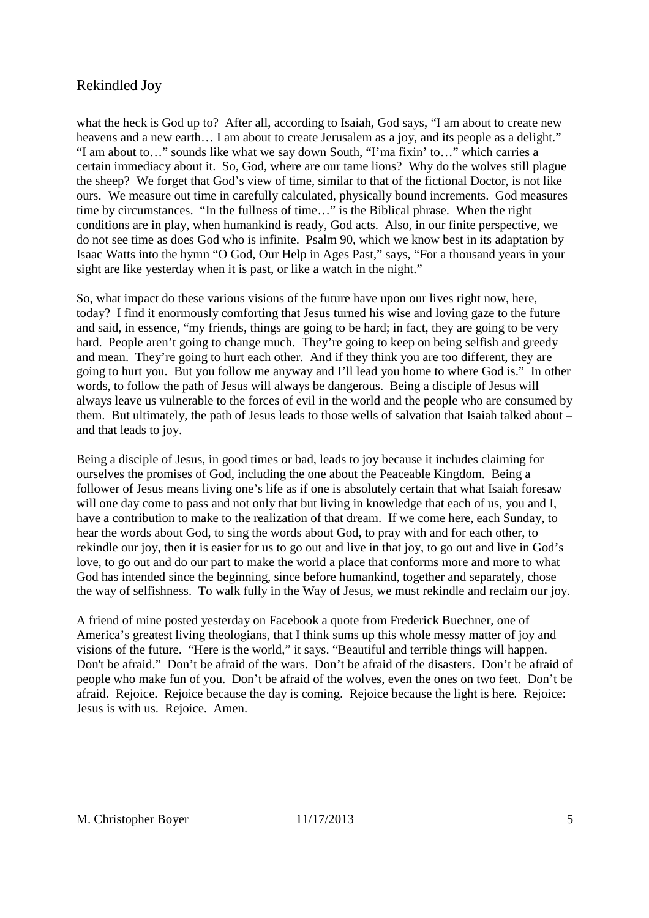what the heck is God up to? After all, according to Isaiah, God says, "I am about to create new heavens and a new earth… I am about to create Jerusalem as a joy, and its people as a delight." "I am about to…" sounds like what we say down South, "I'ma fixin' to…" which carries a certain immediacy about it. So, God, where are our tame lions? Why do the wolves still plague the sheep? We forget that God's view of time, similar to that of the fictional Doctor, is not like ours. We measure out time in carefully calculated, physically bound increments. God measures time by circumstances. "In the fullness of time…" is the Biblical phrase. When the right conditions are in play, when humankind is ready, God acts. Also, in our finite perspective, we do not see time as does God who is infinite. Psalm 90, which we know best in its adaptation by Isaac Watts into the hymn "O God, Our Help in Ages Past," says, "For a thousand years in your sight are like yesterday when it is past, or like a watch in the night."

So, what impact do these various visions of the future have upon our lives right now, here, today? I find it enormously comforting that Jesus turned his wise and loving gaze to the future and said, in essence, "my friends, things are going to be hard; in fact, they are going to be very hard. People aren't going to change much. They're going to keep on being selfish and greedy and mean. They're going to hurt each other. And if they think you are too different, they are going to hurt you. But you follow me anyway and I'll lead you home to where God is." In other words, to follow the path of Jesus will always be dangerous. Being a disciple of Jesus will always leave us vulnerable to the forces of evil in the world and the people who are consumed by them. But ultimately, the path of Jesus leads to those wells of salvation that Isaiah talked about – and that leads to joy.

Being a disciple of Jesus, in good times or bad, leads to joy because it includes claiming for ourselves the promises of God, including the one about the Peaceable Kingdom. Being a follower of Jesus means living one's life as if one is absolutely certain that what Isaiah foresaw will one day come to pass and not only that but living in knowledge that each of us, you and I, have a contribution to make to the realization of that dream. If we come here, each Sunday, to hear the words about God, to sing the words about God, to pray with and for each other, to rekindle our joy, then it is easier for us to go out and live in that joy, to go out and live in God's love, to go out and do our part to make the world a place that conforms more and more to what God has intended since the beginning, since before humankind, together and separately, chose the way of selfishness. To walk fully in the Way of Jesus, we must rekindle and reclaim our joy.

A friend of mine posted yesterday on Facebook a quote from Frederick Buechner, one of America's greatest living theologians, that I think sums up this whole messy matter of joy and visions of the future. "Here is the world," it says. "Beautiful and terrible things will happen. Don't be afraid." Don't be afraid of the wars. Don't be afraid of the disasters. Don't be afraid of people who make fun of you. Don't be afraid of the wolves, even the ones on two feet. Don't be afraid. Rejoice. Rejoice because the day is coming. Rejoice because the light is here. Rejoice: Jesus is with us. Rejoice. Amen.